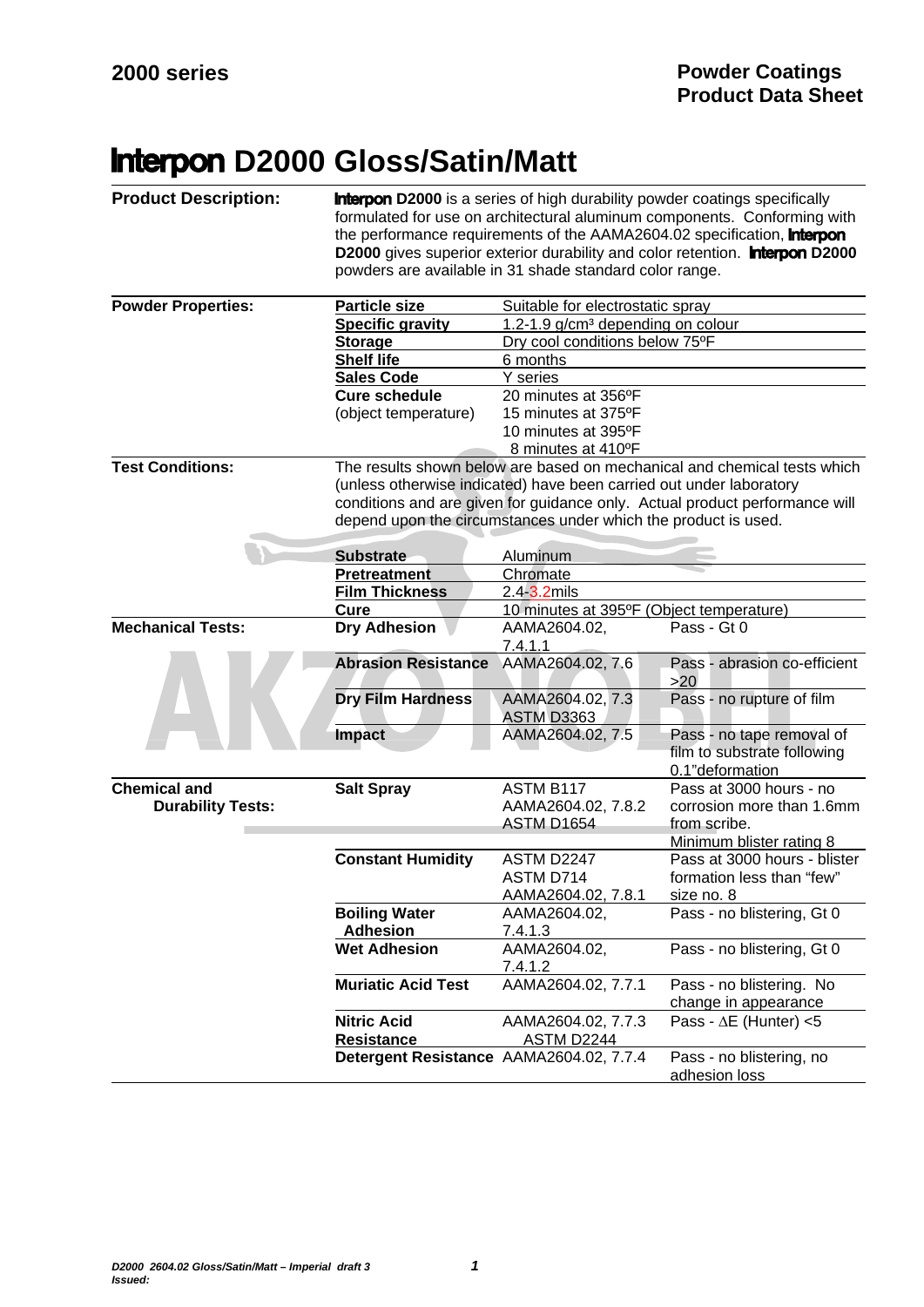# **Interpon** D2000 Gloss/Satin/Matt

**Product Description:** **Interpon D2000** is a series of high durability powder coatings specifically formulated for use on architectural aluminum components. Conforming with the performance requirements of the AAMA2604.02 specification, **Interpon D2000** gives superior exterior durability and color retention. **Interpon D2000** powders are available in 31 shade standard color range.

**Powder Properties:**

| | |
|---|---|
| **Particle size** | Suitable for electrostatic spray |
| **Specific gravity** | 1.2-1.9 g/cm³ depending on colour |
| **Storage** | Dry cool conditions below 75ºF |
| **Shelf life** | 6 months |
| **Sales Code** | Y series |
| **Cure schedule** (object temperature) | 20 minutes at 356ºF<br>15 minutes at 375ºF<br>10 minutes at 395ºF<br>8 minutes at 410ºF |

**Test Conditions:** The results shown below are based on mechanical and chemical tests which (unless otherwise indicated) have been carried out under laboratory conditions and are given for guidance only. Actual product performance will depend upon the circumstances under which the product is used.

| | |
|---|---|
| **Substrate** | Aluminum |
| **Pretreatment** | Chromate |
| **Film Thickness** | 2.4-3.2mils |
| **Cure** | 10 minutes at 395ºF (Object temperature) |

**Mechanical Tests:**

| Test | Standard | Result |
|---|---|---|
| **Dry Adhesion** | AAMA2604.02, 7.4.1.1 | Pass - Gt 0 |
| **Abrasion Resistance** | AAMA2604.02, 7.6 | Pass - abrasion co-efficient >20 |
| **Dry Film Hardness** | AAMA2604.02, 7.3<br>ASTM D3363 | Pass - no rupture of film |
| **Impact** | AAMA2604.02, 7.5 | Pass - no tape removal of film to substrate following 0.1"deformation |

**Chemical and Durability Tests:**

| Test | Standard | Result |
|---|---|---|
| **Salt Spray** | ASTM B117<br>AAMA2604.02, 7.8.2<br>ASTM D1654 | Pass at 3000 hours - no corrosion more than 1.6mm from scribe.<br>Minimum blister rating 8 |
| **Constant Humidity** | ASTM D2247<br>ASTM D714<br>AAMA2604.02, 7.8.1 | Pass at 3000 hours - blister formation less than "few" size no. 8 |
| **Boiling Water Adhesion** | AAMA2604.02, 7.4.1.3 | Pass - no blistering, Gt 0 |
| **Wet Adhesion** | AAMA2604.02, 7.4.1.2 | Pass - no blistering, Gt 0 |
| **Muriatic Acid Test** | AAMA2604.02, 7.7.1 | Pass - no blistering. No change in appearance |
| **Nitric Acid Resistance** | AAMA2604.02, 7.7.3<br>ASTM D2244 | Pass - $\Delta$E (Hunter) <5 |
| **Detergent Resistance** | AAMA2604.02, 7.7.4 | Pass - no blistering, no adhesion loss |

*D2000 2604.02 Gloss/Satin/Matt – Imperial draft 3*
*Issued:*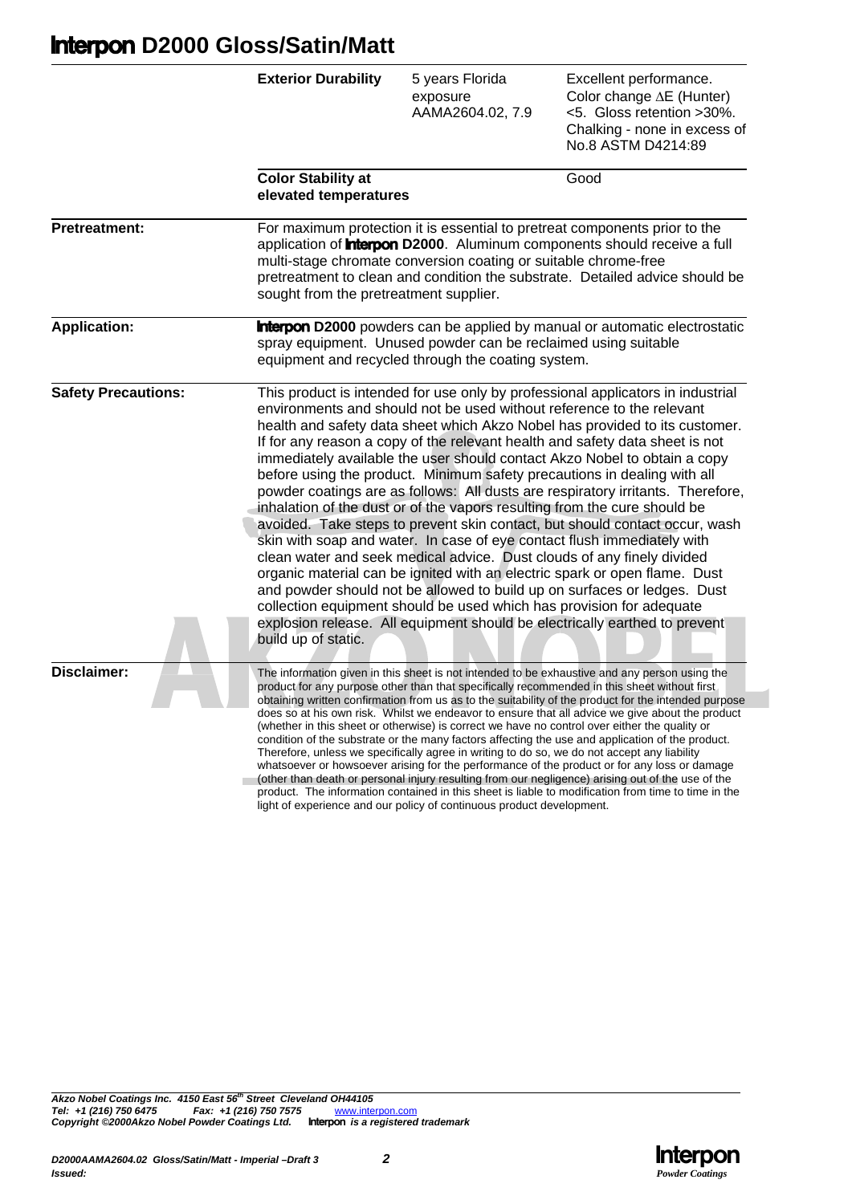# **Interpon** D2000 Gloss/Satin/Matt

| | | | |
|---|---|---|---|
| | **Exterior Durability** | 5 years Florida exposure AAMA2604.02, 7.9 | Excellent performance. Color change ΔE (Hunter) <5. Gloss retention >30%. Chalking - none in excess of No.8 ASTM D4214:89 |
| | **Color Stability at elevated temperatures** | | Good |

**Pretreatment:**

For maximum protection it is essential to pretreat components prior to the application of **Interpon D2000**. Aluminum components should receive a full multi-stage chromate conversion coating or suitable chrome-free pretreatment to clean and condition the substrate. Detailed advice should be sought from the pretreatment supplier.

**Application:**

**Interpon D2000** powders can be applied by manual or automatic electrostatic spray equipment. Unused powder can be reclaimed using suitable equipment and recycled through the coating system.

**Safety Precautions:**

This product is intended for use only by professional applicators in industrial environments and should not be used without reference to the relevant health and safety data sheet which Akzo Nobel has provided to its customer. If for any reason a copy of the relevant health and safety data sheet is not immediately available the user should contact Akzo Nobel to obtain a copy before using the product. Minimum safety precautions in dealing with all powder coatings are as follows: All dusts are respiratory irritants. Therefore, inhalation of the dust or of the vapors resulting from the cure should be avoided. Take steps to prevent skin contact, but should contact occur, wash skin with soap and water. In case of eye contact flush immediately with clean water and seek medical advice. Dust clouds of any finely divided organic material can be ignited with an electric spark or open flame. Dust and powder should not be allowed to build up on surfaces or ledges. Dust collection equipment should be used which has provision for adequate explosion release. All equipment should be electrically earthed to prevent build up of static.

**Disclaimer:**

The information given in this sheet is not intended to be exhaustive and any person using the product for any purpose other than that specifically recommended in this sheet without first obtaining written confirmation from us as to the suitability of the product for the intended purpose does so at his own risk. Whilst we endeavor to ensure that all advice we give about the product (whether in this sheet or otherwise) is correct we have no control over either the quality or condition of the substrate or the many factors affecting the use and application of the product. Therefore, unless we specifically agree in writing to do so, we do not accept any liability whatsoever or howsoever arising for the performance of the product or for any loss or damage (other than death or personal injury resulting from our negligence) arising out of the use of the product. The information contained in this sheet is liable to modification from time to time in the light of experience and our policy of continuous product development.

*Akzo Nobel Coatings Inc. 4150 East 56th Street Cleveland OH44105*
*Tel: +1 (216) 750 6475 Fax: +1 (216) 750 7575* www.interpon.com
*Copyright ©2000Akzo Nobel Powder Coatings Ltd.* **Interpon** *is a registered trademark*

*D2000AAMA2604.02 Gloss/Satin/Matt - Imperial –Draft 3*
*Issued:*